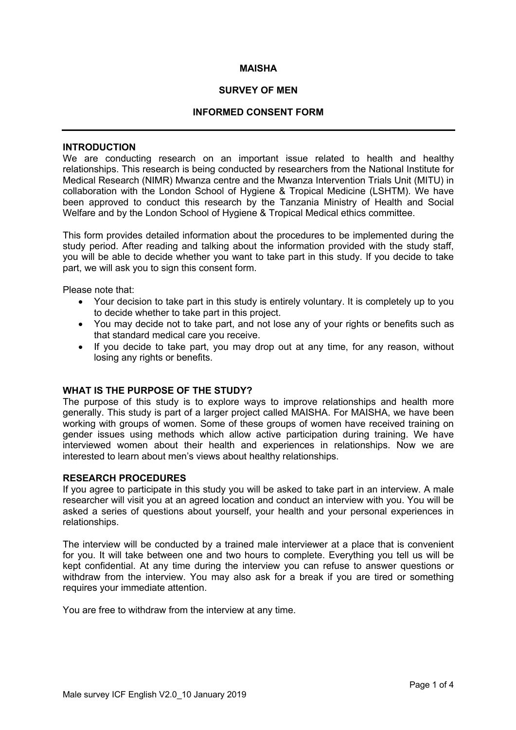# MAISHA

## SURVEY OF MEN

## INFORMED CONSENT FORM

---

### INTRODUCTION

We are conducting research on an important issue related to health and healthy relationships. This research is being conducted by researchers from the National Institute for Medical Research (NIMR) Mwanza centre and the Mwanza Intervention Trials Unit (MITU) in collaboration with the London School of Hygiene & Tropical Medicine (LSHTM). We have been approved to conduct this research by the Tanzania Ministry of Health and Social Welfare and by the London School of Hygiene & Tropical Medical ethics committee.

This form provides detailed information about the procedures to be implemented during the study period. After reading and talking about the information provided with the study staff, you will be able to decide whether you want to take part in this study. If you decide to take part, we will ask you to sign this consent form.

Please note that:

- Your decision to take part in this study is entirely voluntary. It is completely up to you to decide whether to take part in this project.
- You may decide not to take part, and not lose any of your rights or benefits such as that standard medical care you receive.
- If you decide to take part, you may drop out at any time, for any reason, without losing any rights or benefits.

### WHAT IS THE PURPOSE OF THE STUDY?

The purpose of this study is to explore ways to improve relationships and health more generally. This study is part of a larger project called MAISHA. For MAISHA, we have been working with groups of women. Some of these groups of women have received training on gender issues using methods which allow active participation during training. We have interviewed women about their health and experiences in relationships. Now we are interested to learn about men's views about healthy relationships.

### RESEARCH PROCEDURES

If you agree to participate in this study you will be asked to take part in an interview. A male researcher will visit you at an agreed location and conduct an interview with you. You will be asked a series of questions about yourself, your health and your personal experiences in relationships.

The interview will be conducted by a trained male interviewer at a place that is convenient for you. It will take between one and two hours to complete. Everything you tell us will be kept confidential. At any time during the interview you can refuse to answer questions or withdraw from the interview. You may also ask for a break if you are tired or something requires your immediate attention.

You are free to withdraw from the interview at any time.

Male survey ICF English V2.0_10 January 2019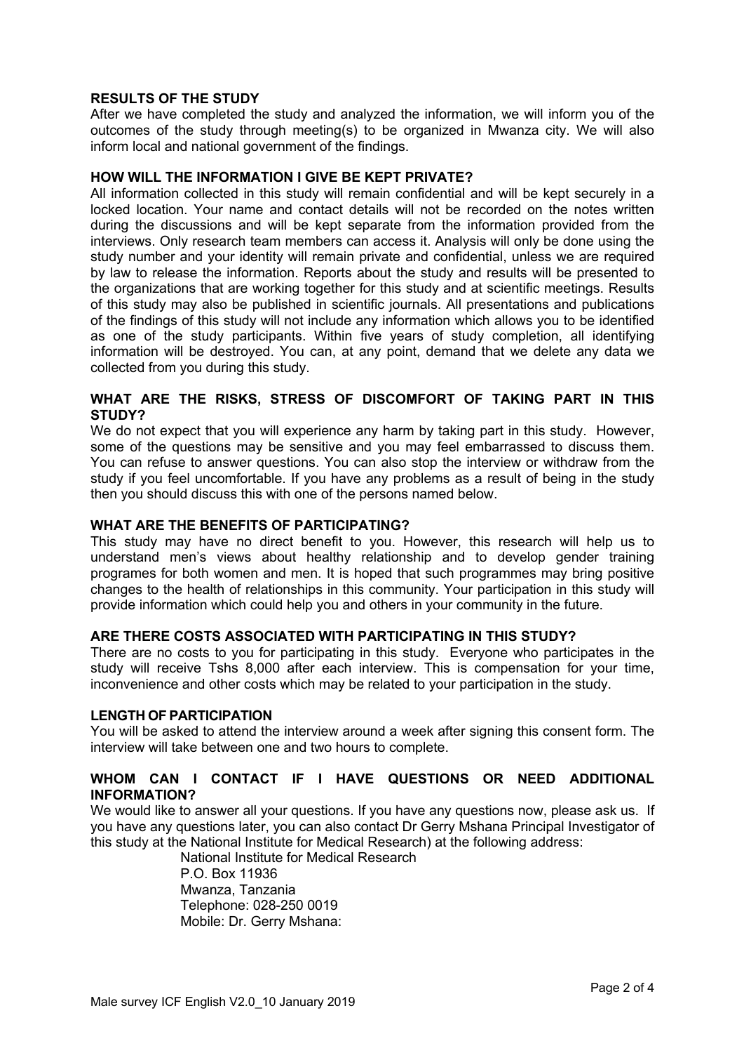## RESULTS OF THE STUDY

After we have completed the study and analyzed the information, we will inform you of the outcomes of the study through meeting(s) to be organized in Mwanza city. We will also inform local and national government of the findings.

## HOW WILL THE INFORMATION I GIVE BE KEPT PRIVATE?

All information collected in this study will remain confidential and will be kept securely in a locked location. Your name and contact details will not be recorded on the notes written during the discussions and will be kept separate from the information provided from the interviews. Only research team members can access it. Analysis will only be done using the study number and your identity will remain private and confidential, unless we are required by law to release the information. Reports about the study and results will be presented to the organizations that are working together for this study and at scientific meetings. Results of this study may also be published in scientific journals. All presentations and publications of the findings of this study will not include any information which allows you to be identified as one of the study participants. Within five years of study completion, all identifying information will be destroyed. You can, at any point, demand that we delete any data we collected from you during this study.

## WHAT ARE THE RISKS, STRESS OF DISCOMFORT OF TAKING PART IN THIS STUDY?

We do not expect that you will experience any harm by taking part in this study. However, some of the questions may be sensitive and you may feel embarrassed to discuss them. You can refuse to answer questions. You can also stop the interview or withdraw from the study if you feel uncomfortable. If you have any problems as a result of being in the study then you should discuss this with one of the persons named below.

## WHAT ARE THE BENEFITS OF PARTICIPATING?

This study may have no direct benefit to you. However, this research will help us to understand men's views about healthy relationship and to develop gender training programes for both women and men. It is hoped that such programmes may bring positive changes to the health of relationships in this community. Your participation in this study will provide information which could help you and others in your community in the future.

## ARE THERE COSTS ASSOCIATED WITH PARTICIPATING IN THIS STUDY?

There are no costs to you for participating in this study. Everyone who participates in the study will receive Tshs 8,000 after each interview. This is compensation for your time, inconvenience and other costs which may be related to your participation in the study.

## LENGTH OF PARTICIPATION

You will be asked to attend the interview around a week after signing this consent form. The interview will take between one and two hours to complete.

## WHOM CAN I CONTACT IF I HAVE QUESTIONS OR NEED ADDITIONAL INFORMATION?

We would like to answer all your questions. If you have any questions now, please ask us. If you have any questions later, you can also contact Dr Gerry Mshana Principal Investigator of this study at the National Institute for Medical Research) at the following address:

National Institute for Medical Research
P.O. Box 11936
Mwanza, Tanzania
Telephone: 028-250 0019
Mobile: Dr. Gerry Mshana:

Male survey ICF English V2.0_10 January 2019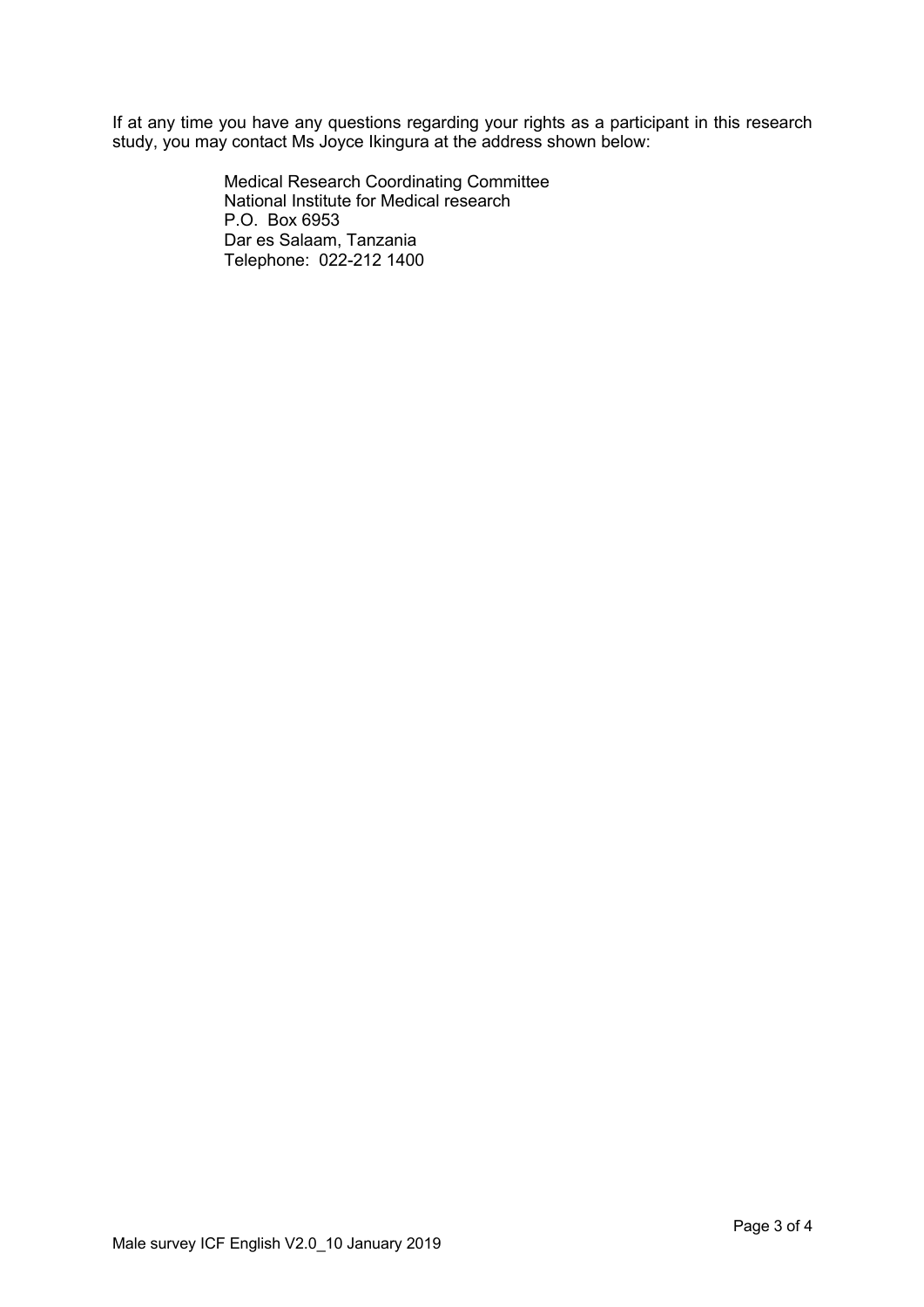If at any time you have any questions regarding your rights as a participant in this research study, you may contact Ms Joyce Ikingura at the address shown below:

Medical Research Coordinating Committee
National Institute for Medical research
P.O. Box 6953
Dar es Salaam, Tanzania
Telephone: 022-212 1400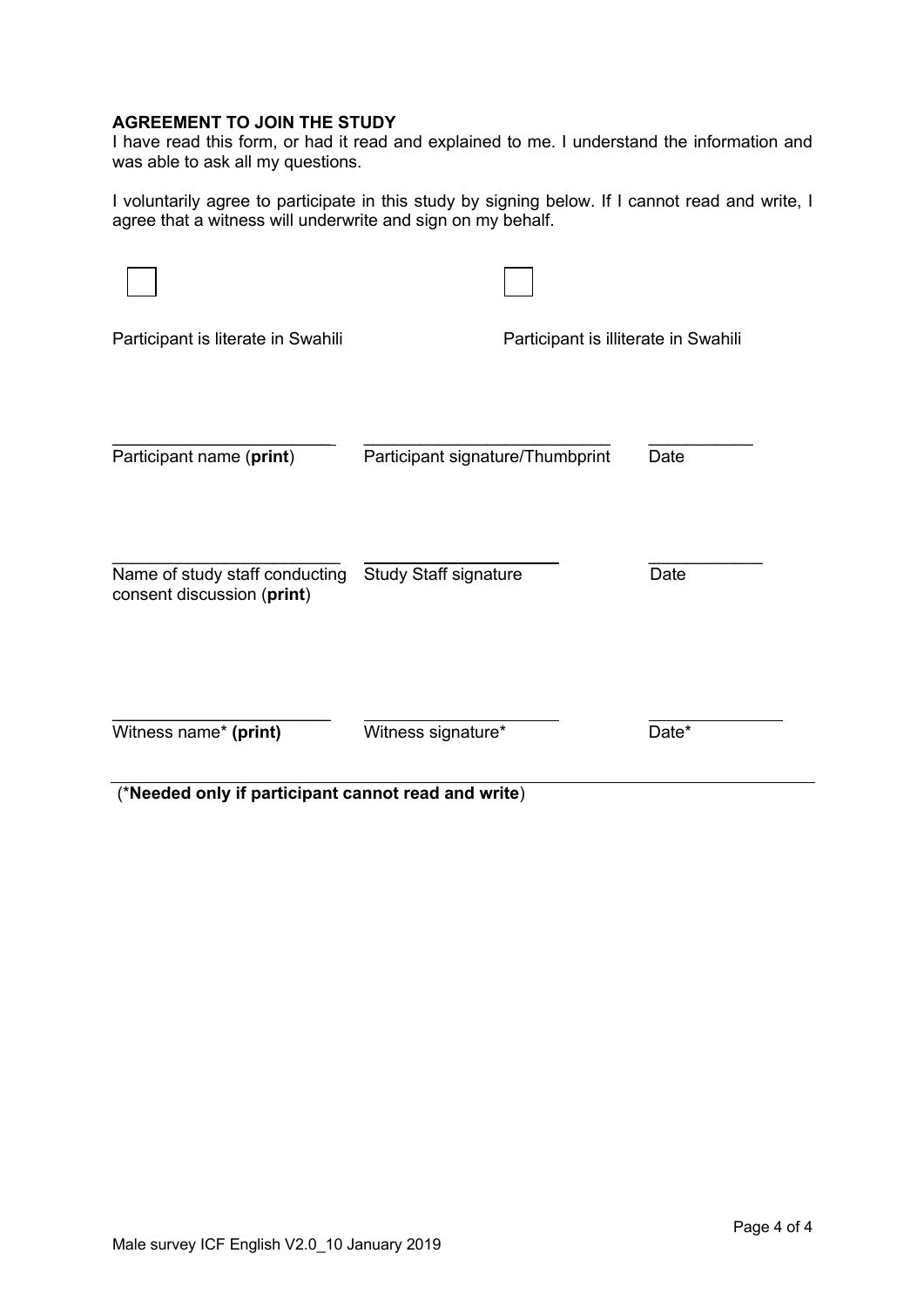**AGREEMENT TO JOIN THE STUDY**

I have read this form, or had it read and explained to me. I understand the information and was able to ask all my questions.

I voluntarily agree to participate in this study by signing below. If I cannot read and write, I agree that a witness will underwrite and sign on my behalf.

☐ Participant is literate in Swahili

☐ Participant is illiterate in Swahili

| | | |
|---|---|---|
| ________________________ | __________________________ | ___________ |
| Participant name (**print**) | Participant signature/Thumbprint | Date |
| ________________________ | ____________________ | ____________ |
| Name of study staff conducting consent discussion (**print**) | Study Staff signature | Date |
| ________________________ | ____________________ | ______________ |
| Witness name* **(print)** | Witness signature* | Date* |

(***Needed only if participant cannot read and write**)

Male survey ICF English V2.0_10 January 2019